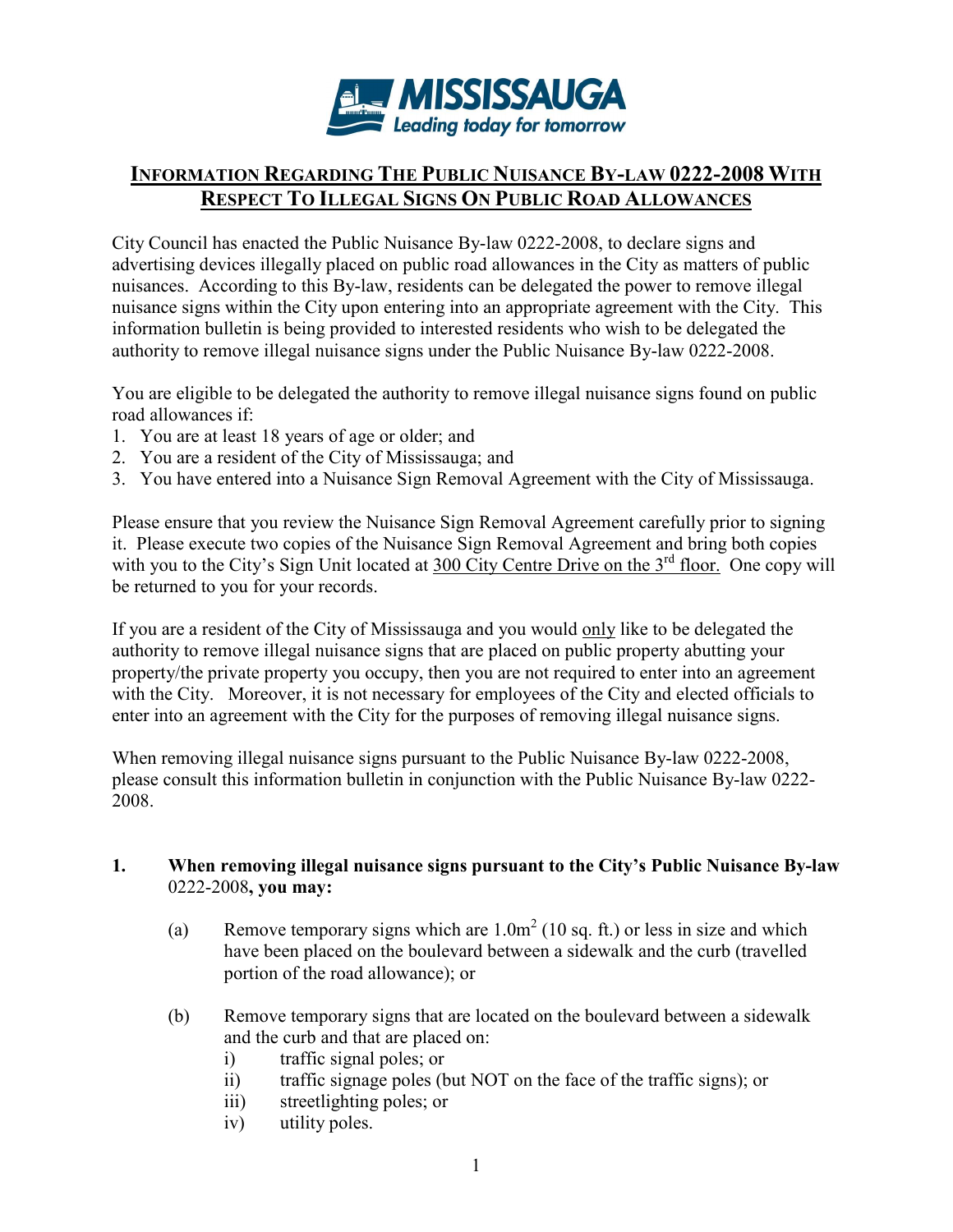MISSISSAUGA
*Leading today for tomorrow*

# INFORMATION REGARDING THE PUBLIC NUISANCE BY-LAW 0222-2008 WITH RESPECT TO ILLEGAL SIGNS ON PUBLIC ROAD ALLOWANCES

City Council has enacted the Public Nuisance By-law 0222-2008, to declare signs and advertising devices illegally placed on public road allowances in the City as matters of public nuisances. According to this By-law, residents can be delegated the power to remove illegal nuisance signs within the City upon entering into an appropriate agreement with the City. This information bulletin is being provided to interested residents who wish to be delegated the authority to remove illegal nuisance signs under the Public Nuisance By-law 0222-2008.

You are eligible to be delegated the authority to remove illegal nuisance signs found on public road allowances if:

1. You are at least 18 years of age or older; and
2. You are a resident of the City of Mississauga; and
3. You have entered into a Nuisance Sign Removal Agreement with the City of Mississauga.

Please ensure that you review the Nuisance Sign Removal Agreement carefully prior to signing it. Please execute two copies of the Nuisance Sign Removal Agreement and bring both copies with you to the City's Sign Unit located at <u>300 City Centre Drive on the 3rd floor.</u> One copy will be returned to you for your records.

If you are a resident of the City of Mississauga and you would <u>only</u> like to be delegated the authority to remove illegal nuisance signs that are placed on public property abutting your property/the private property you occupy, then you are not required to enter into an agreement with the City. Moreover, it is not necessary for employees of the City and elected officials to enter into an agreement with the City for the purposes of removing illegal nuisance signs.

When removing illegal nuisance signs pursuant to the Public Nuisance By-law 0222-2008, please consult this information bulletin in conjunction with the Public Nuisance By-law 0222-2008.

**1. When removing illegal nuisance signs pursuant to the City's Public Nuisance By-law 0222-2008, you may:**

(a) Remove temporary signs which are $1.0m^2$ (10 sq. ft.) or less in size and which have been placed on the boulevard between a sidewalk and the curb (travelled portion of the road allowance); or

(b) Remove temporary signs that are located on the boulevard between a sidewalk and the curb and that are placed on:

i) traffic signal poles; or
ii) traffic signage poles (but NOT on the face of the traffic signs); or
iii) streetlighting poles; or
iv) utility poles.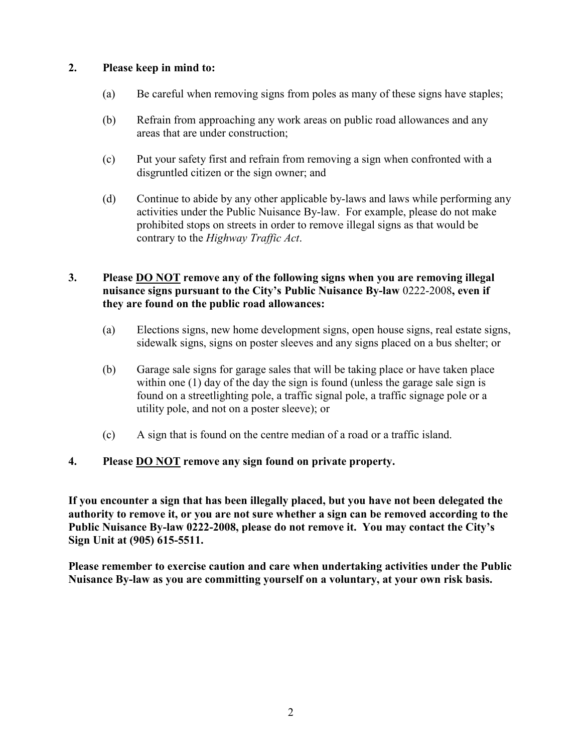**2. Please keep in mind to:**

(a) Be careful when removing signs from poles as many of these signs have staples;

(b) Refrain from approaching any work areas on public road allowances and any areas that are under construction;

(c) Put your safety first and refrain from removing a sign when confronted with a disgruntled citizen or the sign owner; and

(d) Continue to abide by any other applicable by-laws and laws while performing any activities under the Public Nuisance By-law. For example, please do not make prohibited stops on streets in order to remove illegal signs as that would be contrary to the *Highway Traffic Act*.

**3. Please <u>DO NOT</u> remove any of the following signs when you are removing illegal nuisance signs pursuant to the City's Public Nuisance By-law** 0222-2008**, even if they are found on the public road allowances:**

(a) Elections signs, new home development signs, open house signs, real estate signs, sidewalk signs, signs on poster sleeves and any signs placed on a bus shelter; or

(b) Garage sale signs for garage sales that will be taking place or have taken place within one (1) day of the day the sign is found (unless the garage sale sign is found on a streetlighting pole, a traffic signal pole, a traffic signage pole or a utility pole, and not on a poster sleeve); or

(c) A sign that is found on the centre median of a road or a traffic island.

**4. Please <u>DO NOT</u> remove any sign found on private property.**

**If you encounter a sign that has been illegally placed, but you have not been delegated the authority to remove it, or you are not sure whether a sign can be removed according to the Public Nuisance By-law 0222-2008, please do not remove it. You may contact the City's Sign Unit at (905) 615-5511.**

**Please remember to exercise caution and care when undertaking activities under the Public Nuisance By-law as you are committing yourself on a voluntary, at your own risk basis.**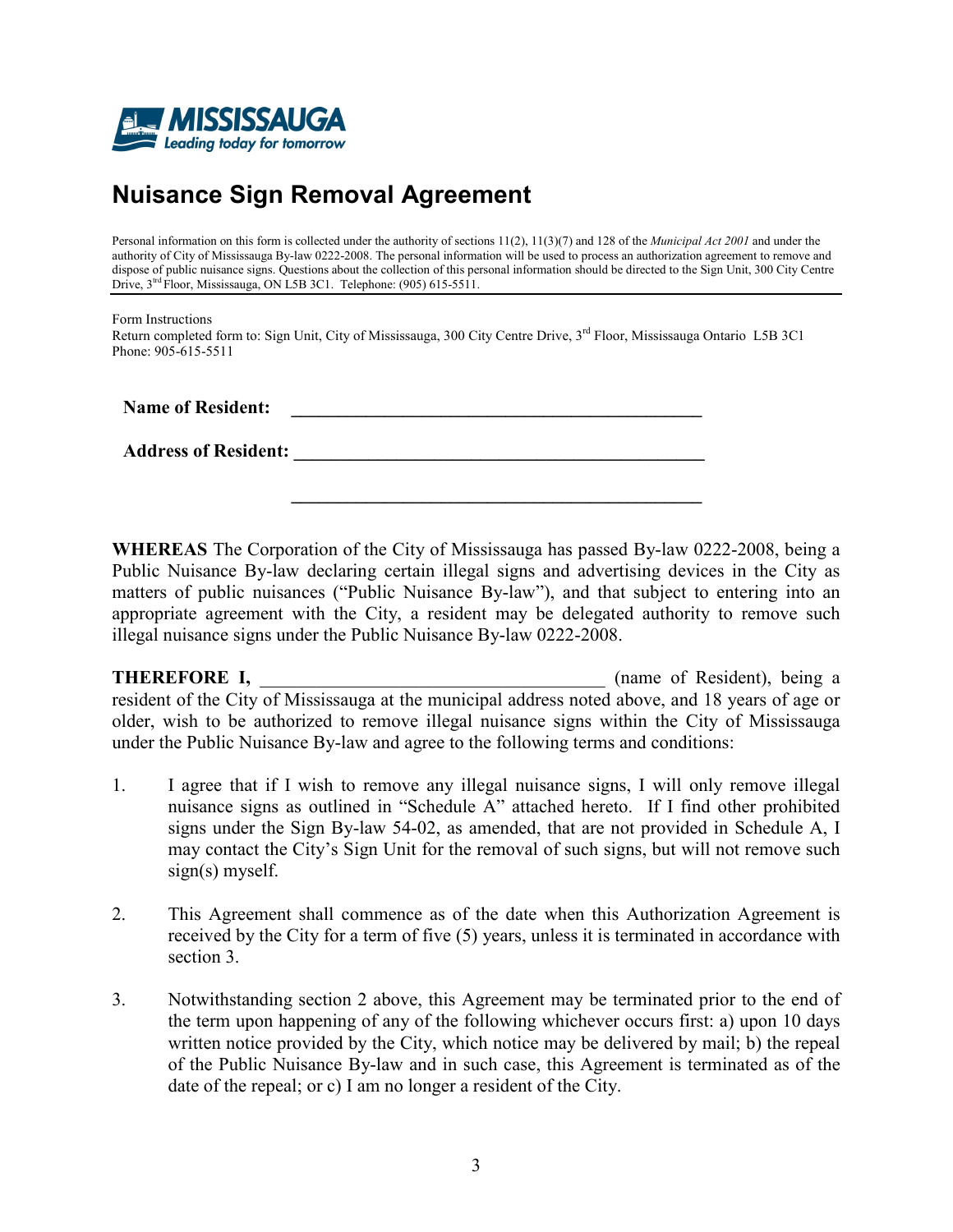MISSISSAUGA
*Leading today for tomorrow*

# Nuisance Sign Removal Agreement

Personal information on this form is collected under the authority of sections 11(2), 11(3)(7) and 128 of the *Municipal Act 2001* and under the authority of City of Mississauga By-law 0222-2008. The personal information will be used to process an authorization agreement to remove and dispose of public nuisance signs. Questions about the collection of this personal information should be directed to the Sign Unit, 300 City Centre Drive, 3rd Floor, Mississauga, ON L5B 3C1. Telephone: (905) 615-5511.

Form Instructions
Return completed form to: Sign Unit, City of Mississauga, 300 City Centre Drive, 3rd Floor, Mississauga Ontario L5B 3C1
Phone: 905-615-5511

**Name of Resident:** _______________________________________________

**Address of Resident:** _______________________________________________

_______________________________________________

**WHEREAS** The Corporation of the City of Mississauga has passed By-law 0222-2008, being a Public Nuisance By-law declaring certain illegal signs and advertising devices in the City as matters of public nuisances ("Public Nuisance By-law"), and that subject to entering into an appropriate agreement with the City, a resident may be delegated authority to remove such illegal nuisance signs under the Public Nuisance By-law 0222-2008.

**THEREFORE I,** ____________________________________ (name of Resident), being a resident of the City of Mississauga at the municipal address noted above, and 18 years of age or older, wish to be authorized to remove illegal nuisance signs within the City of Mississauga under the Public Nuisance By-law and agree to the following terms and conditions:

1. I agree that if I wish to remove any illegal nuisance signs, I will only remove illegal nuisance signs as outlined in "Schedule A" attached hereto. If I find other prohibited signs under the Sign By-law 54-02, as amended, that are not provided in Schedule A, I may contact the City's Sign Unit for the removal of such signs, but will not remove such sign(s) myself.

2. This Agreement shall commence as of the date when this Authorization Agreement is received by the City for a term of five (5) years, unless it is terminated in accordance with section 3.

3. Notwithstanding section 2 above, this Agreement may be terminated prior to the end of the term upon happening of any of the following whichever occurs first: a) upon 10 days written notice provided by the City, which notice may be delivered by mail; b) the repeal of the Public Nuisance By-law and in such case, this Agreement is terminated as of the date of the repeal; or c) I am no longer a resident of the City.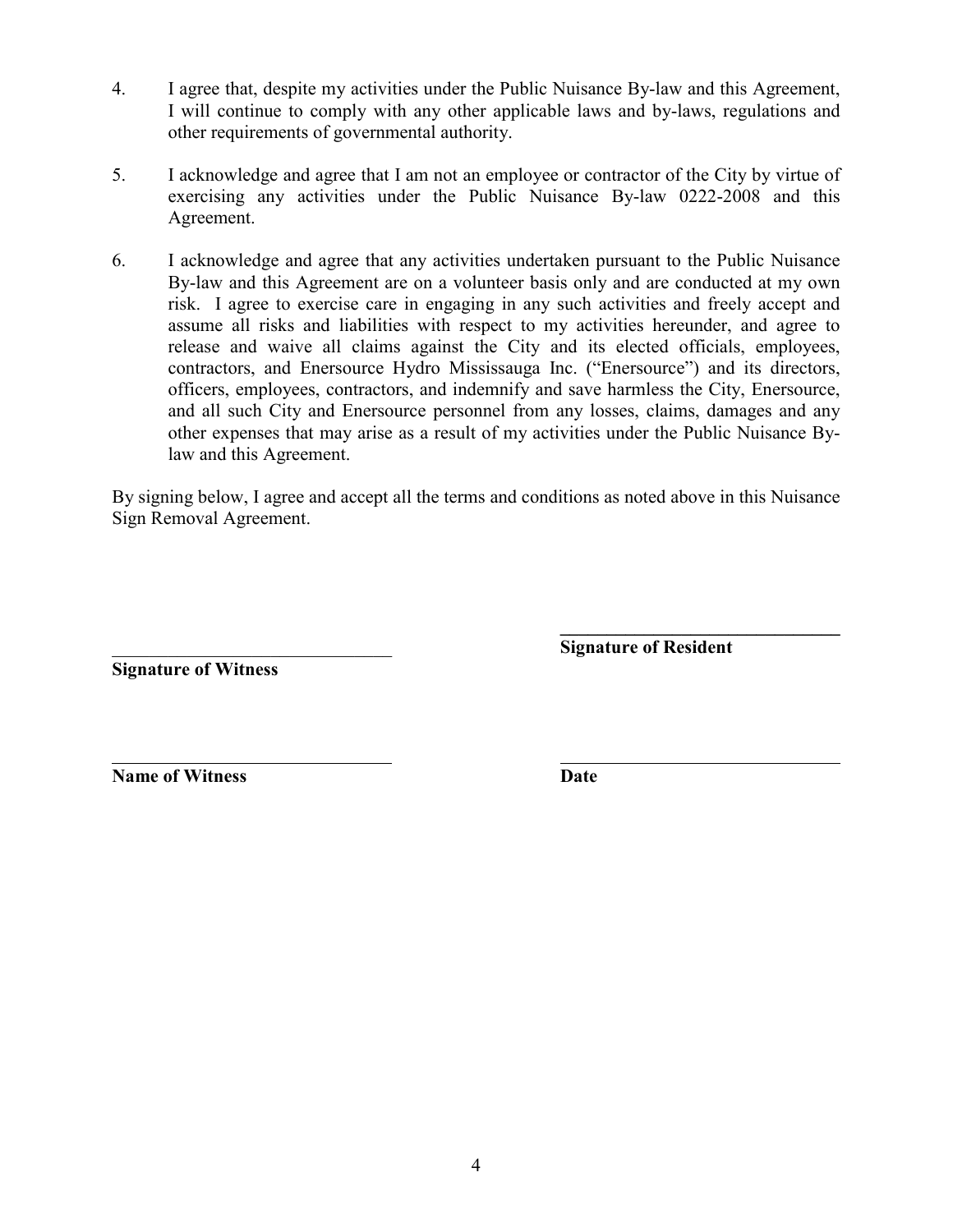4. I agree that, despite my activities under the Public Nuisance By-law and this Agreement, I will continue to comply with any other applicable laws and by-laws, regulations and other requirements of governmental authority.

5. I acknowledge and agree that I am not an employee or contractor of the City by virtue of exercising any activities under the Public Nuisance By-law 0222-2008 and this Agreement.

6. I acknowledge and agree that any activities undertaken pursuant to the Public Nuisance By-law and this Agreement are on a volunteer basis only and are conducted at my own risk. I agree to exercise care in engaging in any such activities and freely accept and assume all risks and liabilities with respect to my activities hereunder, and agree to release and waive all claims against the City and its elected officials, employees, contractors, and Enersource Hydro Mississauga Inc. ("Enersource") and its directors, officers, employees, contractors, and indemnify and save harmless the City, Enersource, and all such City and Enersource personnel from any losses, claims, damages and any other expenses that may arise as a result of my activities under the Public Nuisance By-law and this Agreement.

By signing below, I agree and accept all the terms and conditions as noted above in this Nuisance Sign Removal Agreement.

\_\_\_\_\_\_\_\_\_\_\_\_\_\_\_\_\_\_\_\_\_\_\_\_\_\_\_\_\_\_\_\_
**Signature of Witness**

\_\_\_\_\_\_\_\_\_\_\_\_\_\_\_\_\_\_\_\_\_\_\_\_\_\_\_\_\_\_\_\_
**Signature of Resident**

\_\_\_\_\_\_\_\_\_\_\_\_\_\_\_\_\_\_\_\_\_\_\_\_\_\_\_\_\_\_\_\_
**Name of Witness**

\_\_\_\_\_\_\_\_\_\_\_\_\_\_\_\_\_\_\_\_\_\_\_\_\_\_\_\_\_\_\_\_
**Date**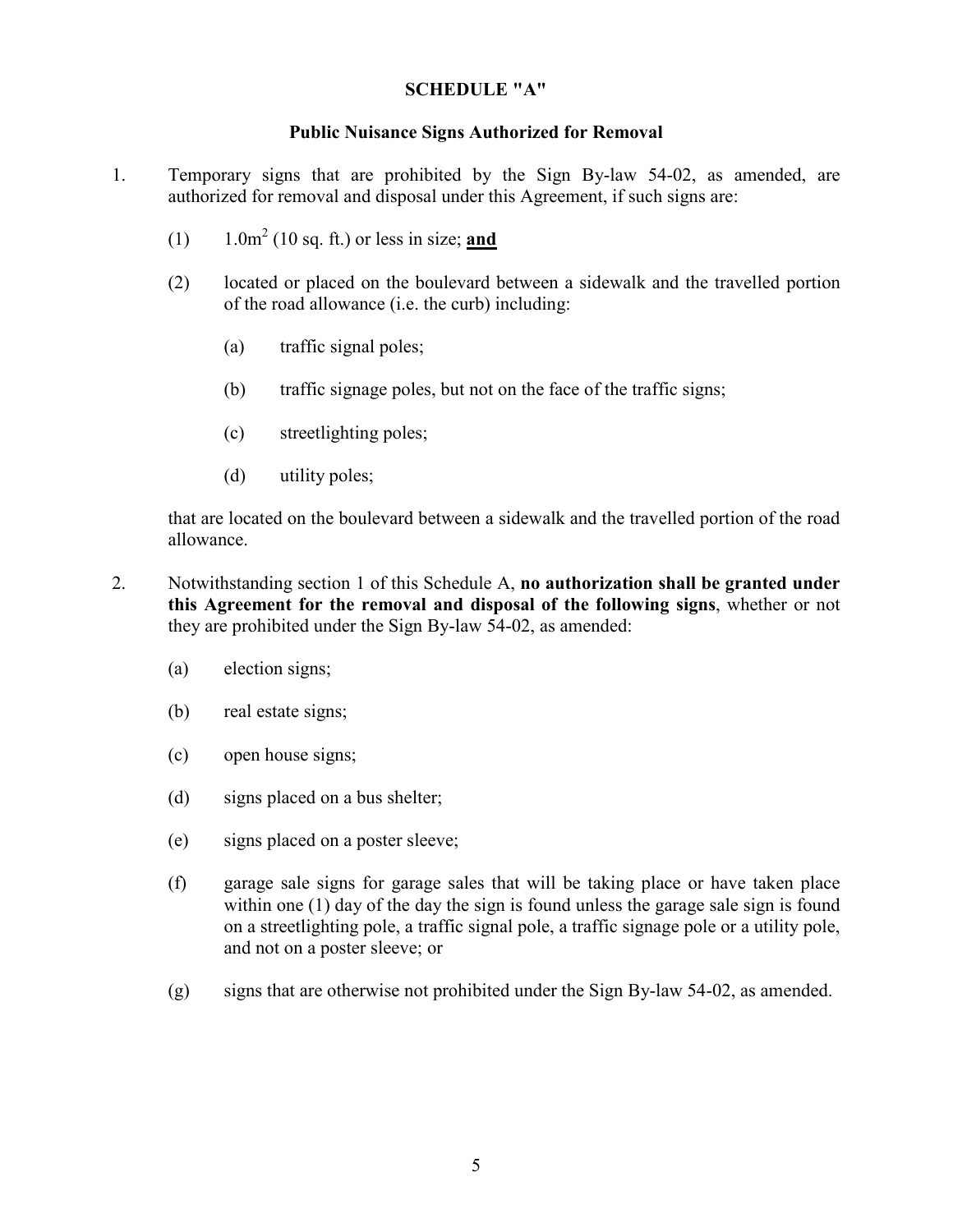**SCHEDULE "A"**

**Public Nuisance Signs Authorized for Removal**

1. Temporary signs that are prohibited by the Sign By-law 54-02, as amended, are authorized for removal and disposal under this Agreement, if such signs are:

   (1) $1.0m^2$ (10 sq. ft.) or less in size; **and**

   (2) located or placed on the boulevard between a sidewalk and the travelled portion of the road allowance (i.e. the curb) including:

      (a) traffic signal poles;

      (b) traffic signage poles, but not on the face of the traffic signs;

      (c) streetlighting poles;

      (d) utility poles;

   that are located on the boulevard between a sidewalk and the travelled portion of the road allowance.

2. Notwithstanding section 1 of this Schedule A, **no authorization shall be granted under this Agreement for the removal and disposal of the following signs**, whether or not they are prohibited under the Sign By-law 54-02, as amended:

   (a) election signs;

   (b) real estate signs;

   (c) open house signs;

   (d) signs placed on a bus shelter;

   (e) signs placed on a poster sleeve;

   (f) garage sale signs for garage sales that will be taking place or have taken place within one (1) day of the day the sign is found unless the garage sale sign is found on a streetlighting pole, a traffic signal pole, a traffic signage pole or a utility pole, and not on a poster sleeve; or

   (g) signs that are otherwise not prohibited under the Sign By-law 54-02, as amended.